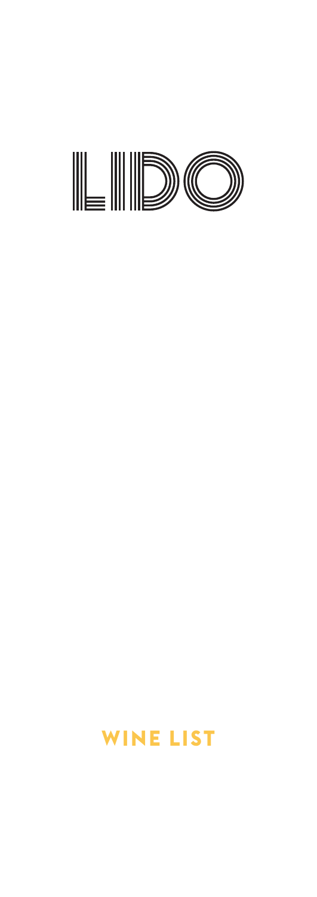# LIDO

## WINE LIST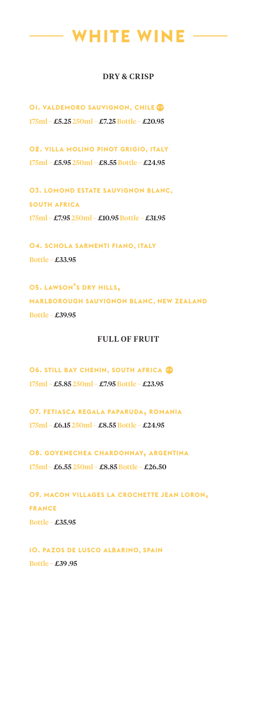# WHITE WINE

## DRY & CRISP

**01. VALDEMORO SAUVIGNON, CHILE** VV
175ml – £5.25 250ml – £7.25 Bottle – £20.95

**02. VILLA MOLINO PINOT GRIGIO, ITALY**
175ml – £5.95 250ml – £8.55 Bottle – £24.95

**03. LOMOND ESTATE SAUVIGNON BLANC, SOUTH AFRICA**
175ml – £7.95 250ml – £10.95 Bottle – £31.95

**04. SCHOLA SARMENTI FIANO, ITALY**
Bottle – £33.95

**05. LAWSON'S DRY HILLS, MARLBOROUGH SAUVIGNON BLANC, NEW ZEALAND**
Bottle – £39.95

## FULL OF FRUIT

**06. STILL BAY CHENIN, SOUTH AFRICA** VV
175ml – £5.85 250ml – £7.95 Bottle – £23.95

**07. FETIASCA REGALA PAPARUDA, ROMANIA**
175ml – £6.15 250ml – £8.55 Bottle – £24.95

**08. GOYENECHEA CHARDONNAY, ARGENTINA**
175ml – £6.55 250ml – £8.85 Bottle – £26.50

**09. MACON VILLAGES LA CROCHETTE JEAN LORON, FRANCE**
Bottle – £35.95

**10. PAZOS DE LUSCO ALBARINO, SPAIN**
Bottle – £39 .95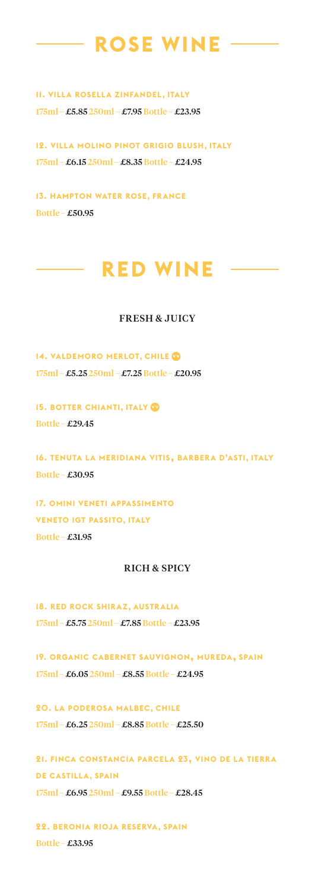# ROSE WINE

**11. VILLA ROSELLA ZINFANDEL, ITALY**
175ml – **£5.85** 250ml – **£7.95** Bottle – **£23.95**

**12. VILLA MOLINO PINOT GRIGIO BLUSH, ITALY**
175ml – **£6.15** 250ml – **£8.35** Bottle – **£24.95**

**13. HAMPTON WATER ROSE, FRANCE**
Bottle – **£50.95**

# RED WINE

## FRESH & JUICY

**14. VALDEMORO MERLOT, CHILE** VV
175ml – **£5.25** 250ml – **£7.25** Bottle – **£20.95**

**15. BOTTER CHIANTI, ITALY** VV
Bottle – **£29.45**

**16. TENUTA LA MERIDIANA VITIS, BARBERA D'ASTI, ITALY**
Bottle – **£30.95**

**17. OMINI VENETI APPASSIMENTO VENETO IGT PASSITO, ITALY**
Bottle – **£31.95**

## RICH & SPICY

**18. RED ROCK SHIRAZ, AUSTRALIA**
175ml – **£5.75** 250ml – **£7.85** Bottle – **£23.95**

**19. ORGANIC CABERNET SAUVIGNON, MUREDA, SPAIN**
175ml – **£6.05** 250ml – **£8.55** Bottle – **£24.95**

**20. LA PODEROSA MALBEC, CHILE**
175ml – **£6.25** 250ml – **£8.85** Bottle – **£25.50**

**21. FINCA CONSTANCIA PARCELA 23, VINO DE LA TIERRA DE CASTILLA, SPAIN**
175ml – **£6.95** 250ml – **£9.55** Bottle – **£28.45**

**22. BERONIA RIOJA RESERVA, SPAIN**
Bottle – **£33.95**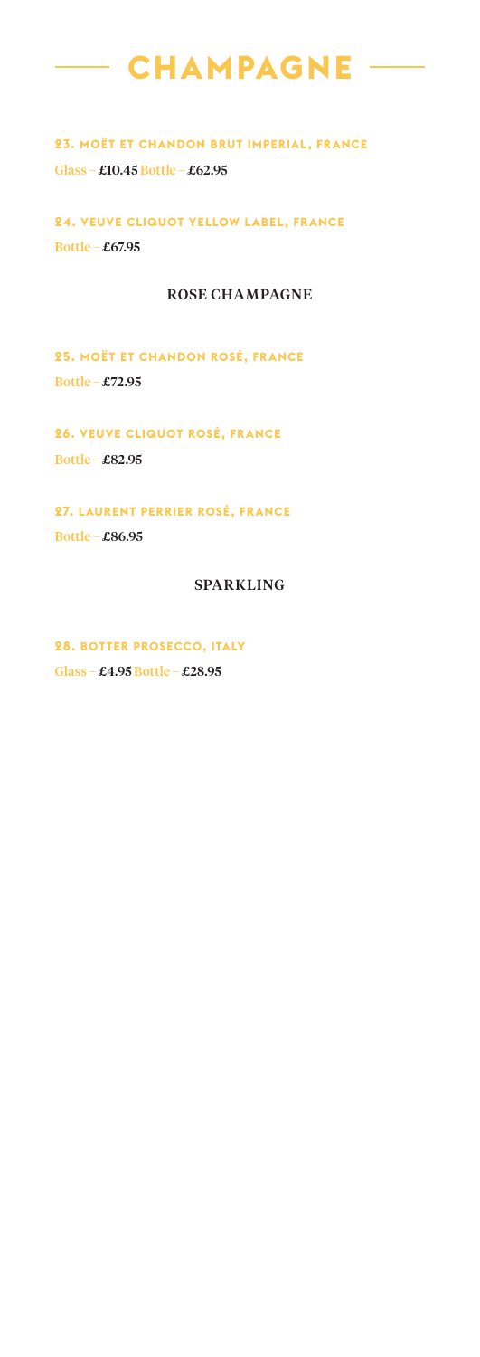# CHAMPAGNE

**23. MOËT ET CHANDON BRUT IMPERIAL, FRANCE**

Glass – **£10.45** Bottle – **£62.95**

**24. VEUVE CLIQUOT YELLOW LABEL, FRANCE**

Bottle – **£67.95**

## ROSE CHAMPAGNE

**25. MOËT ET CHANDON ROSÉ, FRANCE**

Bottle – **£72.95**

**26. VEUVE CLIQUOT ROSÉ, FRANCE**

Bottle – **£82.95**

**27. LAURENT PERRIER ROSÉ, FRANCE**

Bottle – **£86.95**

## SPARKLING

**28. BOTTER PROSECCO, ITALY**

Glass – **£4.95** Bottle – **£28.95**